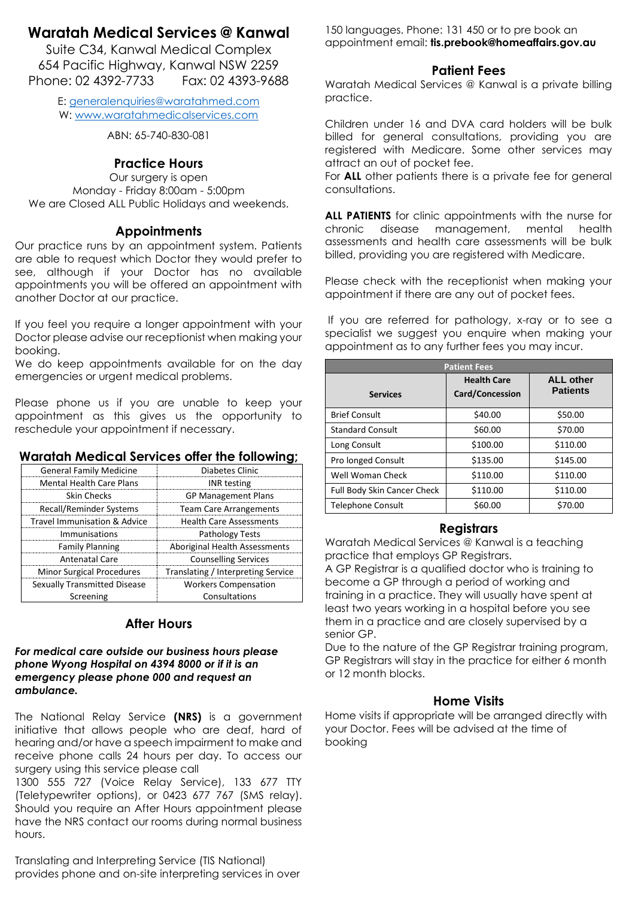# Waratah Medical Services @ Kanwal

Suite C34, Kanwal Medical Complex
654 Pacific Highway, Kanwal NSW 2259
Phone: 02 4392-7733 Fax: 02 4393-9688

E: generalenquiries@waratahmed.com
W: www.waratahmedicalservices.com

ABN: 65-740-830-081

## Practice Hours

Our surgery is open
Monday - Friday 8:00am - 5:00pm
We are Closed ALL Public Holidays and weekends.

## Appointments

Our practice runs by an appointment system. Patients are able to request which Doctor they would prefer to see, although if your Doctor has no available appointments you will be offered an appointment with another Doctor at our practice.

If you feel you require a longer appointment with your Doctor please advise our receptionist when making your booking.
We do keep appointments available for on the day emergencies or urgent medical problems.

Please phone us if you are unable to keep your appointment as this gives us the opportunity to reschedule your appointment if necessary.

## Waratah Medical Services offer the following;

| | |
|---|---|
| General Family Medicine | Diabetes Clinic |
| Mental Health Care Plans | INR testing |
| Skin Checks | GP Management Plans |
| Recall/Reminder Systems | Team Care Arrangements |
| Travel Immunisation & Advice | Health Care Assessments |
| Immunisations | Pathology Tests |
| Family Planning | Aboriginal Health Assessments |
| Antenatal Care | Counselling Services |
| Minor Surgical Procedures | Translating / Interpreting Service |
| Sexually Transmitted Disease Screening | Workers Compensation Consultations |

## After Hours

***For medical care outside our business hours please phone Wyong Hospital on 4394 8000 or if it is an emergency please phone 000 and request an ambulance.***

The National Relay Service **(NRS)** is a government initiative that allows people who are deaf, hard of hearing and/or have a speech impairment to make and receive phone calls 24 hours per day. To access our surgery using this service please call
1300 555 727 (Voice Relay Service), 133 677 TTY (Teletypewriter options), or 0423 677 767 (SMS relay). Should you require an After Hours appointment please have the NRS contact our rooms during normal business hours.

Translating and Interpreting Service (TIS National) provides phone and on-site interpreting services in over 150 languages. Phone: 131 450 or to pre book an appointment email: **tis.prebook@homeaffairs.gov.au**

## Patient Fees

Waratah Medical Services @ Kanwal is a private billing practice.

Children under 16 and DVA card holders will be bulk billed for general consultations, providing you are registered with Medicare. Some other services may attract an out of pocket fee.
For **ALL** other patients there is a private fee for general consultations.

**ALL PATIENTS** for clinic appointments with the nurse for chronic disease management, mental health assessments and health care assessments will be bulk billed, providing you are registered with Medicare.

Please check with the receptionist when making your appointment if there are any out of pocket fees.

If you are referred for pathology, x-ray or to see a specialist we suggest you enquire when making your appointment as to any further fees you may incur.

| Patient Fees | | |
|---|---|---|
| **Services** | **Health Care Card/Concession** | **ALL other Patients** |
| Brief Consult | $40.00 | $50.00 |
| Standard Consult | $60.00 | $70.00 |
| Long Consult | $100.00 | $110.00 |
| Pro longed Consult | $135.00 | $145.00 |
| Well Woman Check | $110.00 | $110.00 |
| Full Body Skin Cancer Check | $110.00 | $110.00 |
| Telephone Consult | $60.00 | $70.00 |

## Registrars

Waratah Medical Services @ Kanwal is a teaching practice that employs GP Registrars.
A GP Registrar is a qualified doctor who is training to become a GP through a period of working and training in a practice. They will usually have spent at least two years working in a hospital before you see them in a practice and are closely supervised by a senior GP.
Due to the nature of the GP Registrar training program, GP Registrars will stay in the practice for either 6 month or 12 month blocks.

## Home Visits

Home visits if appropriate will be arranged directly with your Doctor. Fees will be advised at the time of booking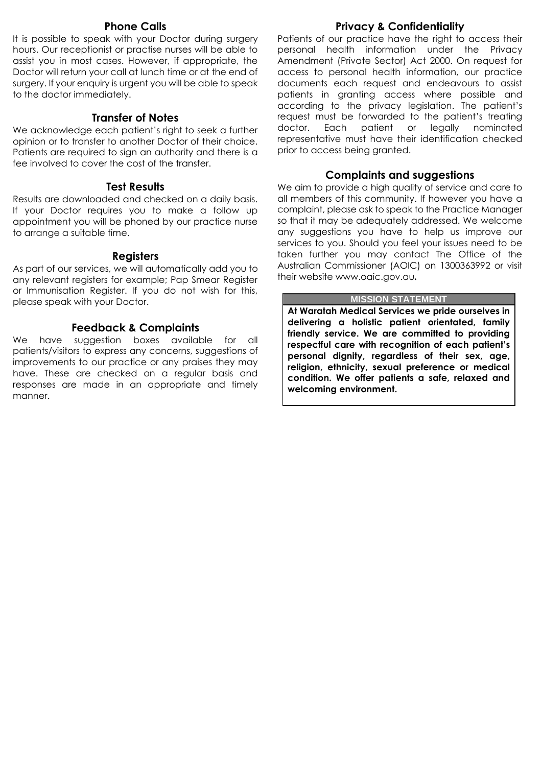## Phone Calls

It is possible to speak with your Doctor during surgery hours. Our receptionist or practise nurses will be able to assist you in most cases. However, if appropriate, the Doctor will return your call at lunch time or at the end of surgery. If your enquiry is urgent you will be able to speak to the doctor immediately.

## Transfer of Notes

We acknowledge each patient's right to seek a further opinion or to transfer to another Doctor of their choice. Patients are required to sign an authority and there is a fee involved to cover the cost of the transfer.

## Test Results

Results are downloaded and checked on a daily basis. If your Doctor requires you to make a follow up appointment you will be phoned by our practice nurse to arrange a suitable time.

## Registers

As part of our services, we will automatically add you to any relevant registers for example; Pap Smear Register or Immunisation Register. If you do not wish for this, please speak with your Doctor.

## Feedback & Complaints

We have suggestion boxes available for all patients/visitors to express any concerns, suggestions of improvements to our practice or any praises they may have. These are checked on a regular basis and responses are made in an appropriate and timely manner.

## Privacy & Confidentiality

Patients of our practice have the right to access their personal health information under the Privacy Amendment (Private Sector) Act 2000. On request for access to personal health information, our practice documents each request and endeavours to assist patients in granting access where possible and according to the privacy legislation. The patient's request must be forwarded to the patient's treating doctor. Each patient or legally nominated representative must have their identification checked prior to access being granted.

## Complaints and suggestions

We aim to provide a high quality of service and care to all members of this community. If however you have a complaint, please ask to speak to the Practice Manager so that it may be adequately addressed. We welcome any suggestions you have to help us improve our services to you. Should you feel your issues need to be taken further you may contact The Office of the Australian Commissioner (AOIC) on 1300363992 or visit their website www.oaic.gov.au**.**

### MISSION STATEMENT

**At Waratah Medical Services we pride ourselves in delivering a holistic patient orientated, family friendly service. We are committed to providing respectful care with recognition of each patient's personal dignity, regardless of their sex, age, religion, ethnicity, sexual preference or medical condition. We offer patients a safe, relaxed and welcoming environment.**